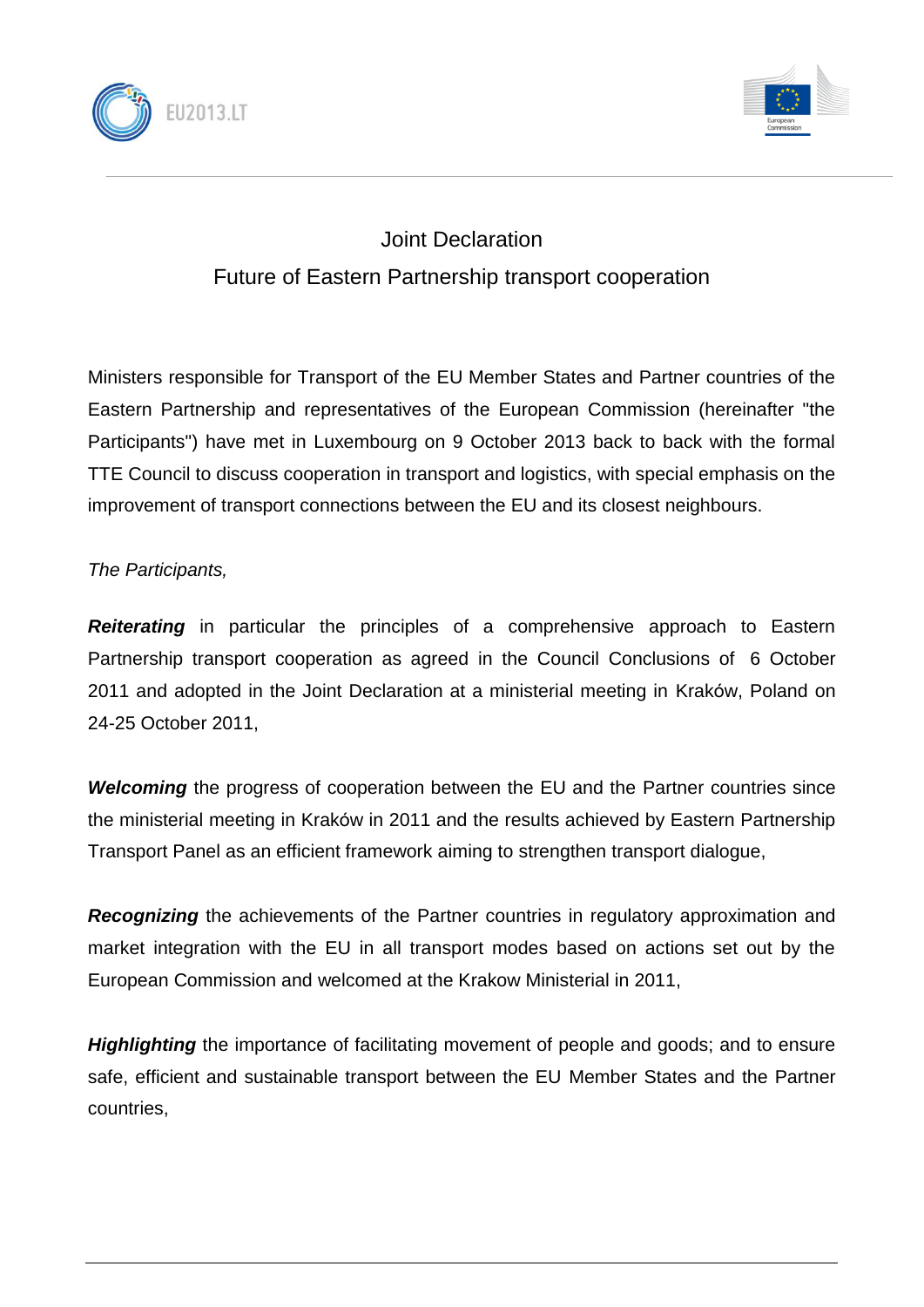# Joint Declaration

## Future of Eastern Partnership transport cooperation

Ministers responsible for Transport of the EU Member States and Partner countries of the Eastern Partnership and representatives of the European Commission (hereinafter "the Participants") have met in Luxembourg on 9 October 2013 back to back with the formal TTE Council to discuss cooperation in transport and logistics, with special emphasis on the improvement of transport connections between the EU and its closest neighbours.

*The Participants,*

***Reiterating*** in particular the principles of a comprehensive approach to Eastern Partnership transport cooperation as agreed in the Council Conclusions of 6 October 2011 and adopted in the Joint Declaration at a ministerial meeting in Kraków, Poland on 24-25 October 2011,

***Welcoming*** the progress of cooperation between the EU and the Partner countries since the ministerial meeting in Kraków in 2011 and the results achieved by Eastern Partnership Transport Panel as an efficient framework aiming to strengthen transport dialogue,

***Recognizing*** the achievements of the Partner countries in regulatory approximation and market integration with the EU in all transport modes based on actions set out by the European Commission and welcomed at the Krakow Ministerial in 2011,

***Highlighting*** the importance of facilitating movement of people and goods; and to ensure safe, efficient and sustainable transport between the EU Member States and the Partner countries,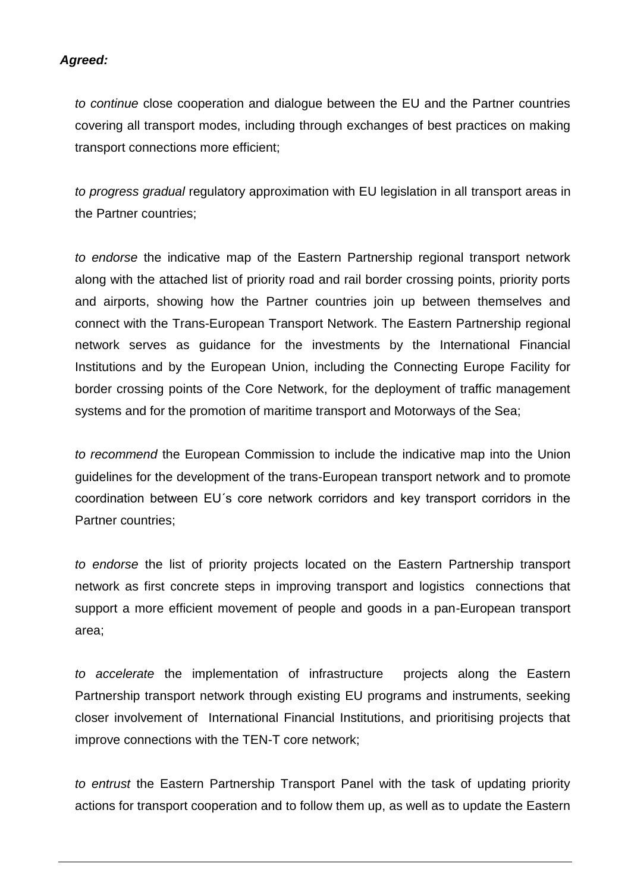***Agreed:***

*to continue* close cooperation and dialogue between the EU and the Partner countries covering all transport modes, including through exchanges of best practices on making transport connections more efficient;

*to progress gradual* regulatory approximation with EU legislation in all transport areas in the Partner countries;

*to endorse* the indicative map of the Eastern Partnership regional transport network along with the attached list of priority road and rail border crossing points, priority ports and airports, showing how the Partner countries join up between themselves and connect with the Trans-European Transport Network. The Eastern Partnership regional network serves as guidance for the investments by the International Financial Institutions and by the European Union, including the Connecting Europe Facility for border crossing points of the Core Network, for the deployment of traffic management systems and for the promotion of maritime transport and Motorways of the Sea;

*to recommend* the European Commission to include the indicative map into the Union guidelines for the development of the trans-European transport network and to promote coordination between EU´s core network corridors and key transport corridors in the Partner countries;

*to endorse* the list of priority projects located on the Eastern Partnership transport network as first concrete steps in improving transport and logistics connections that support a more efficient movement of people and goods in a pan-European transport area;

*to accelerate* the implementation of infrastructure projects along the Eastern Partnership transport network through existing EU programs and instruments, seeking closer involvement of International Financial Institutions, and prioritising projects that improve connections with the TEN-T core network;

*to entrust* the Eastern Partnership Transport Panel with the task of updating priority actions for transport cooperation and to follow them up, as well as to update the Eastern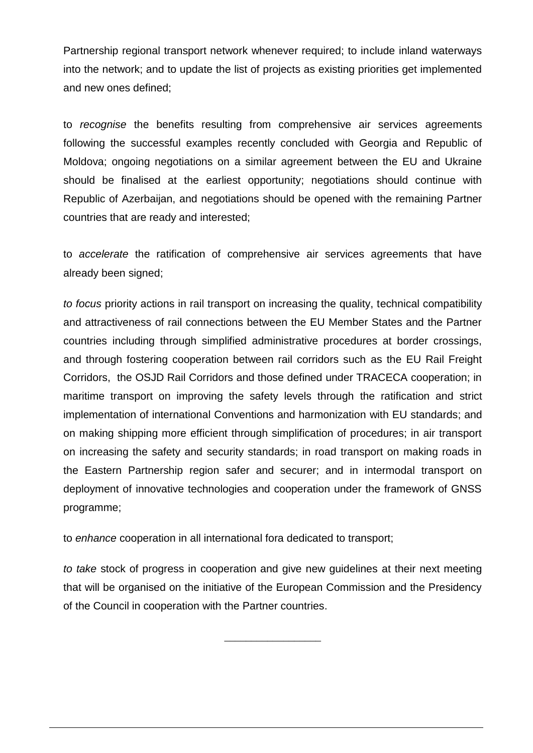Partnership regional transport network whenever required; to include inland waterways into the network; and to update the list of projects as existing priorities get implemented and new ones defined;

to *recognise* the benefits resulting from comprehensive air services agreements following the successful examples recently concluded with Georgia and Republic of Moldova; ongoing negotiations on a similar agreement between the EU and Ukraine should be finalised at the earliest opportunity; negotiations should continue with Republic of Azerbaijan, and negotiations should be opened with the remaining Partner countries that are ready and interested;

to *accelerate* the ratification of comprehensive air services agreements that have already been signed;

*to focus* priority actions in rail transport on increasing the quality, technical compatibility and attractiveness of rail connections between the EU Member States and the Partner countries including through simplified administrative procedures at border crossings, and through fostering cooperation between rail corridors such as the EU Rail Freight Corridors, the OSJD Rail Corridors and those defined under TRACECA cooperation; in maritime transport on improving the safety levels through the ratification and strict implementation of international Conventions and harmonization with EU standards; and on making shipping more efficient through simplification of procedures; in air transport on increasing the safety and security standards; in road transport on making roads in the Eastern Partnership region safer and securer; and in intermodal transport on deployment of innovative technologies and cooperation under the framework of GNSS programme;

to *enhance* cooperation in all international fora dedicated to transport;

*to take* stock of progress in cooperation and give new guidelines at their next meeting that will be organised on the initiative of the European Commission and the Presidency of the Council in cooperation with the Partner countries.

________________